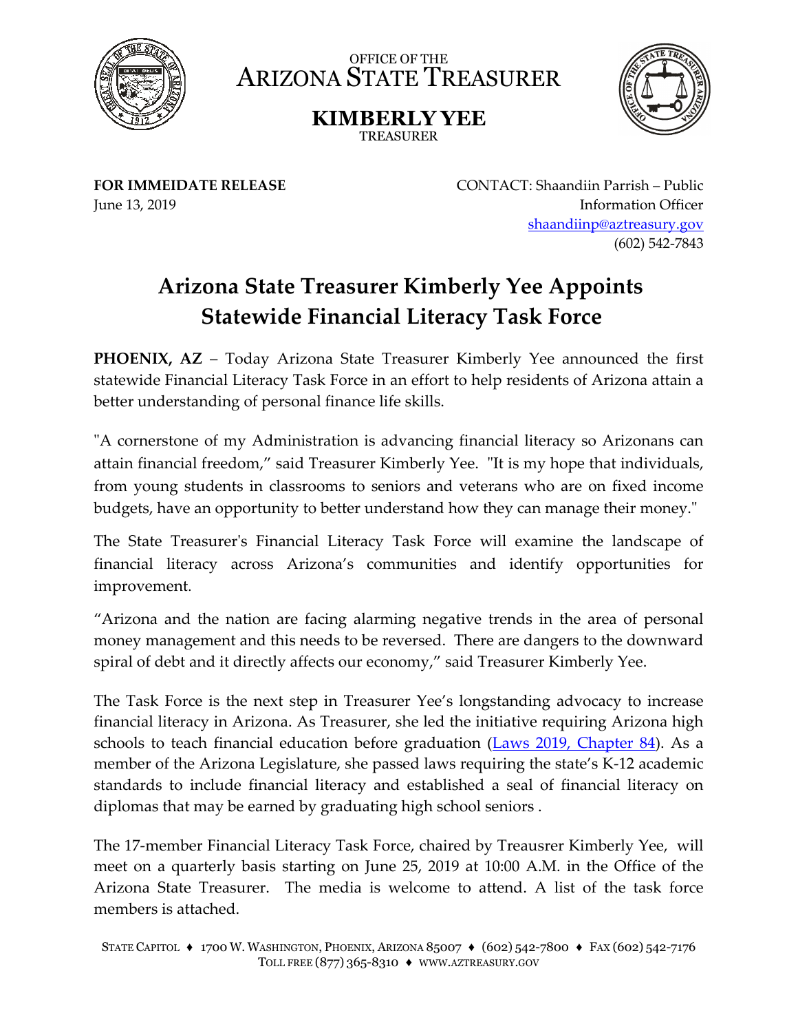OFFICE OF THE
ARIZONA STATE TREASURER

**KIMBERLY YEE**
TREASURER

**FOR IMMEIDATE RELEASE**
June 13, 2019

CONTACT: Shaandiin Parrish – Public Information Officer
shaandiinp@aztreasury.gov
(602) 542-7843

# Arizona State Treasurer Kimberly Yee Appoints Statewide Financial Literacy Task Force

**PHOENIX, AZ** – Today Arizona State Treasurer Kimberly Yee announced the first statewide Financial Literacy Task Force in an effort to help residents of Arizona attain a better understanding of personal finance life skills.

"A cornerstone of my Administration is advancing financial literacy so Arizonans can attain financial freedom," said Treasurer Kimberly Yee. "It is my hope that individuals, from young students in classrooms to seniors and veterans who are on fixed income budgets, have an opportunity to better understand how they can manage their money."

The State Treasurer's Financial Literacy Task Force will examine the landscape of financial literacy across Arizona's communities and identify opportunities for improvement.

"Arizona and the nation are facing alarming negative trends in the area of personal money management and this needs to be reversed. There are dangers to the downward spiral of debt and it directly affects our economy," said Treasurer Kimberly Yee.

The Task Force is the next step in Treasurer Yee's longstanding advocacy to increase financial literacy in Arizona. As Treasurer, she led the initiative requiring Arizona high schools to teach financial education before graduation (Laws 2019, Chapter 84). As a member of the Arizona Legislature, she passed laws requiring the state's K-12 academic standards to include financial literacy and established a seal of financial literacy on diplomas that may be earned by graduating high school seniors .

The 17-member Financial Literacy Task Force, chaired by Treausrer Kimberly Yee, will meet on a quarterly basis starting on June 25, 2019 at 10:00 A.M. in the Office of the Arizona State Treasurer. The media is welcome to attend. A list of the task force members is attached.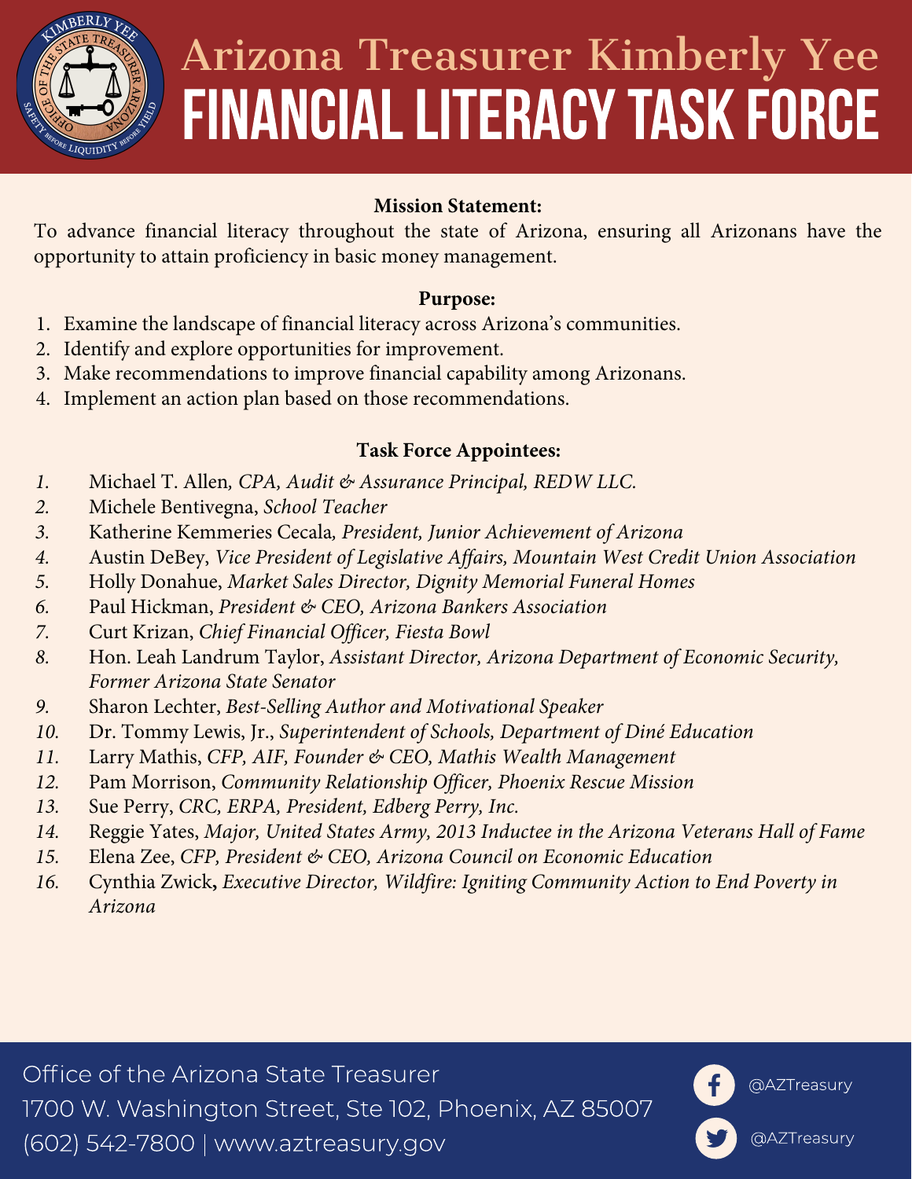# Arizona Treasurer Kimberly Yee

# FINANCIAL LITERACY TASK FORCE

**Mission Statement:**

To advance financial literacy throughout the state of Arizona, ensuring all Arizonans have the opportunity to attain proficiency in basic money management.

**Purpose:**

1. Examine the landscape of financial literacy across Arizona's communities.
2. Identify and explore opportunities for improvement.
3. Make recommendations to improve financial capability among Arizonans.
4. Implement an action plan based on those recommendations.

**Task Force Appointees:**

1. Michael T. Allen, *CPA, Audit & Assurance Principal, REDW LLC.*
2. Michele Bentivegna, *School Teacher*
3. Katherine Kemmeries Cecala, *President, Junior Achievement of Arizona*
4. Austin DeBey, *Vice President of Legislative Affairs, Mountain West Credit Union Association*
5. Holly Donahue, *Market Sales Director, Dignity Memorial Funeral Homes*
6. Paul Hickman, *President & CEO, Arizona Bankers Association*
7. Curt Krizan, *Chief Financial Officer, Fiesta Bowl*
8. Hon. Leah Landrum Taylor, *Assistant Director, Arizona Department of Economic Security, Former Arizona State Senator*
9. Sharon Lechter, *Best-Selling Author and Motivational Speaker*
10. Dr. Tommy Lewis, Jr., *Superintendent of Schools, Department of Diné Education*
11. Larry Mathis, *CFP, AIF, Founder & CEO, Mathis Wealth Management*
12. Pam Morrison, *Community Relationship Officer, Phoenix Rescue Mission*
13. Sue Perry, *CRC, ERPA, President, Edberg Perry, Inc.*
14. Reggie Yates, *Major, United States Army, 2013 Inductee in the Arizona Veterans Hall of Fame*
15. Elena Zee, *CFP, President & CEO, Arizona Council on Economic Education*
16. Cynthia Zwick**,** *Executive Director, Wildfire: Igniting Community Action to End Poverty in Arizona*

Office of the Arizona State Treasurer
1700 W. Washington Street, Ste 102, Phoenix, AZ 85007
(602) 542-7800 | www.aztreasury.gov

@AZTreasury
@AZTreasury